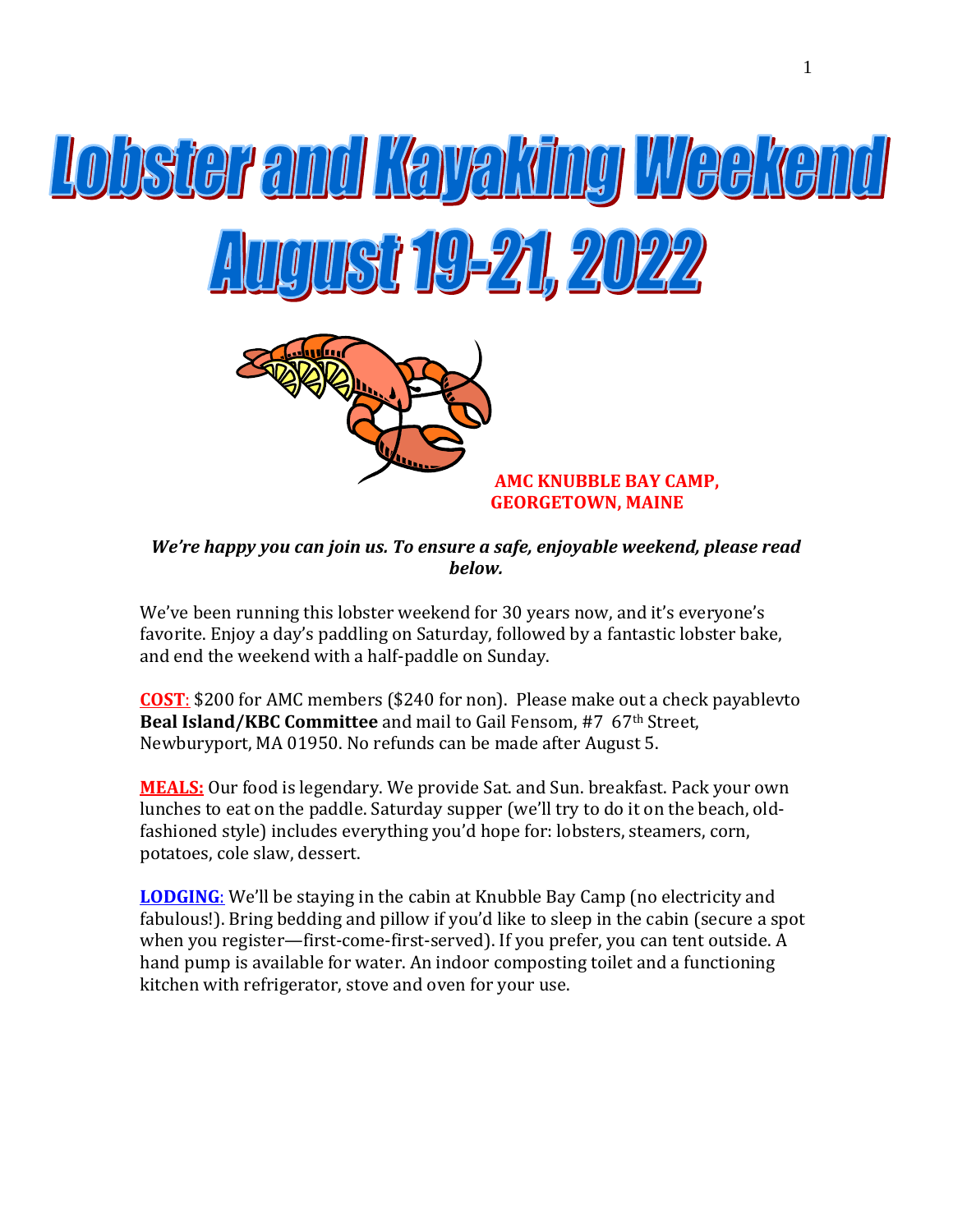# Lobster and Kayaking Weekend August 19-21, 2022

**AMC KNUBBLE BAY CAMP, GEORGETOWN, MAINE**

***We're happy you can join us. To ensure a safe, enjoyable weekend, please read below.***

We've been running this lobster weekend for 30 years now, and it's everyone's favorite. Enjoy a day's paddling on Saturday, followed by a fantastic lobster bake, and end the weekend with a half-paddle on Sunday.

**COST**: $200 for AMC members ($240 for non). Please make out a check payablevto **Beal Island/KBC Committee** and mail to Gail Fensom, #7 67th Street, Newburyport, MA 01950. No refunds can be made after August 5.

**MEALS:** Our food is legendary. We provide Sat. and Sun. breakfast. Pack your own lunches to eat on the paddle. Saturday supper (we'll try to do it on the beach, old-fashioned style) includes everything you'd hope for: lobsters, steamers, corn, potatoes, cole slaw, dessert.

**LODGING**: We'll be staying in the cabin at Knubble Bay Camp (no electricity and fabulous!). Bring bedding and pillow if you'd like to sleep in the cabin (secure a spot when you register—first-come-first-served). If you prefer, you can tent outside. A hand pump is available for water. An indoor composting toilet and a functioning kitchen with refrigerator, stove and oven for your use.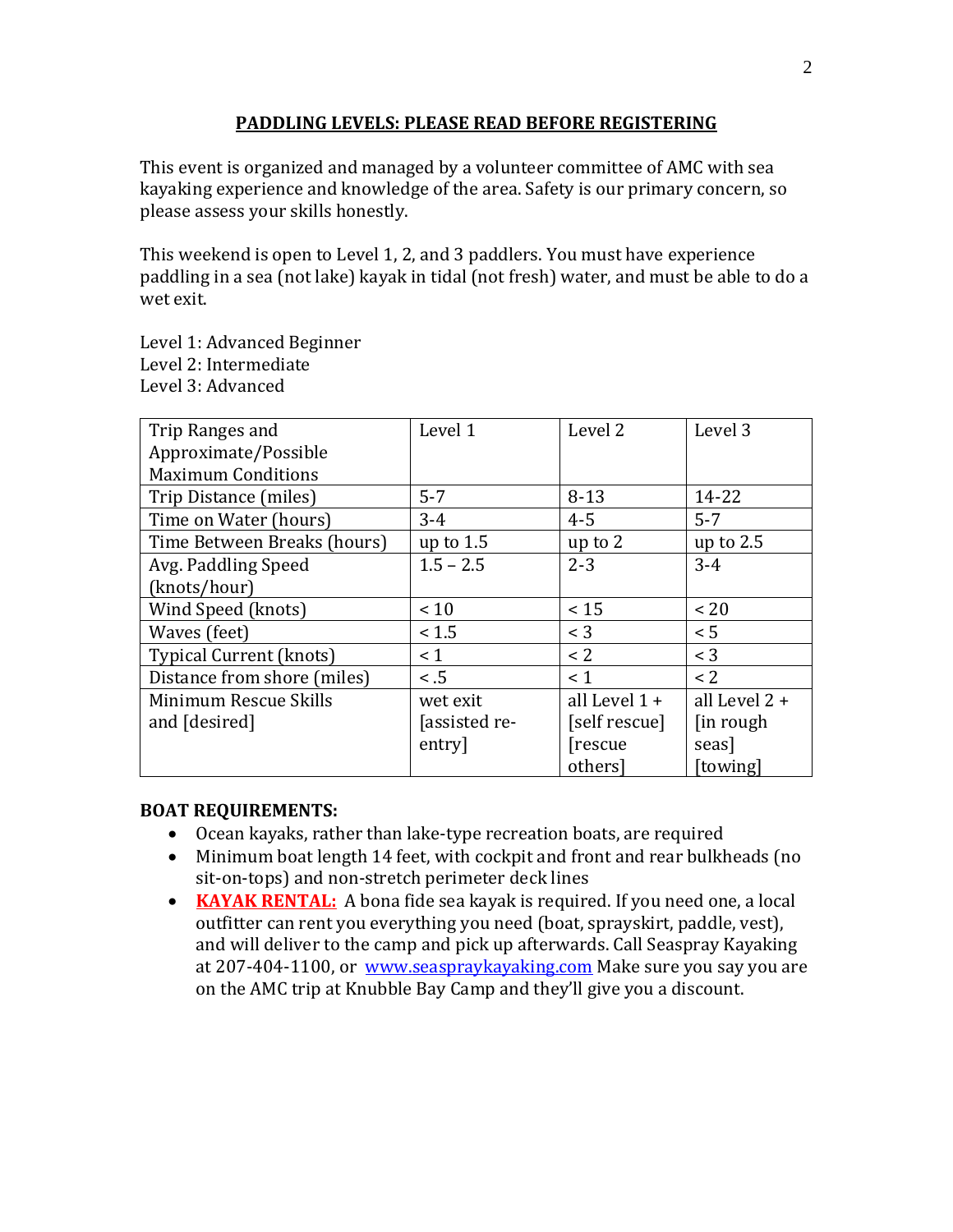## PADDLING LEVELS: PLEASE READ BEFORE REGISTERING

This event is organized and managed by a volunteer committee of AMC with sea kayaking experience and knowledge of the area. Safety is our primary concern, so please assess your skills honestly.

This weekend is open to Level 1, 2, and 3 paddlers. You must have experience paddling in a sea (not lake) kayak in tidal (not fresh) water, and must be able to do a wet exit.

Level 1: Advanced Beginner
Level 2: Intermediate
Level 3: Advanced

| Trip Ranges and Approximate/Possible Maximum Conditions | Level 1 | Level 2 | Level 3 |
|---|---|---|---|
| Trip Distance (miles) | 5-7 | 8-13 | 14-22 |
| Time on Water (hours) | 3-4 | 4-5 | 5-7 |
| Time Between Breaks (hours) | up to 1.5 | up to 2 | up to 2.5 |
| Avg. Paddling Speed (knots/hour) | 1.5 – 2.5 | 2-3 | 3-4 |
| Wind Speed (knots) | < 10 | < 15 | < 20 |
| Waves (feet) | < 1.5 | < 3 | < 5 |
| Typical Current (knots) | < 1 | < 2 | < 3 |
| Distance from shore (miles) | < .5 | < 1 | < 2 |
| Minimum Rescue Skills and [desired] | wet exit [assisted re-entry] | all Level 1 + [self rescue] [rescue others] | all Level 2 + [in rough seas] [towing] |

**BOAT REQUIREMENTS:**

- Ocean kayaks, rather than lake-type recreation boats, are required
- Minimum boat length 14 feet, with cockpit and front and rear bulkheads (no sit-on-tops) and non-stretch perimeter deck lines
- **KAYAK RENTAL:** A bona fide sea kayak is required. If you need one, a local outfitter can rent you everything you need (boat, sprayskirt, paddle, vest), and will deliver to the camp and pick up afterwards. Call Seaspray Kayaking at 207-404-1100, or www.seaspraykayaking.com Make sure you say you are on the AMC trip at Knubble Bay Camp and they'll give you a discount.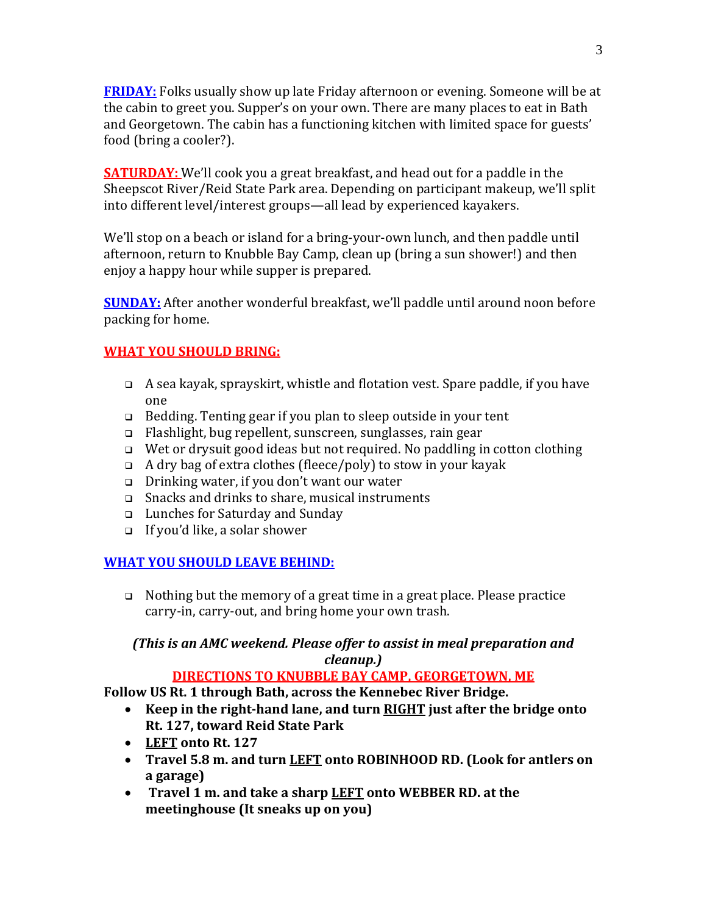**FRIDAY:** Folks usually show up late Friday afternoon or evening. Someone will be at the cabin to greet you. Supper's on your own. There are many places to eat in Bath and Georgetown. The cabin has a functioning kitchen with limited space for guests' food (bring a cooler?).

**SATURDAY:** We'll cook you a great breakfast, and head out for a paddle in the Sheepscot River/Reid State Park area. Depending on participant makeup, we'll split into different level/interest groups—all lead by experienced kayakers.

We'll stop on a beach or island for a bring-your-own lunch, and then paddle until afternoon, return to Knubble Bay Camp, clean up (bring a sun shower!) and then enjoy a happy hour while supper is prepared.

**SUNDAY:** After another wonderful breakfast, we'll paddle until around noon before packing for home.

## WHAT YOU SHOULD BRING:

- A sea kayak, sprayskirt, whistle and flotation vest. Spare paddle, if you have one
- Bedding. Tenting gear if you plan to sleep outside in your tent
- Flashlight, bug repellent, sunscreen, sunglasses, rain gear
- Wet or drysuit good ideas but not required. No paddling in cotton clothing
- A dry bag of extra clothes (fleece/poly) to stow in your kayak
- Drinking water, if you don't want our water
- Snacks and drinks to share, musical instruments
- Lunches for Saturday and Sunday
- If you'd like, a solar shower

## WHAT YOU SHOULD LEAVE BEHIND:

- Nothing but the memory of a great time in a great place. Please practice carry-in, carry-out, and bring home your own trash.

***(This is an AMC weekend. Please offer to assist in meal preparation and cleanup.)***

## DIRECTIONS TO KNUBBLE BAY CAMP, GEORGETOWN, ME

**Follow US Rt. 1 through Bath, across the Kennebec River Bridge.**

- **Keep in the right-hand lane, and turn RIGHT just after the bridge onto Rt. 127, toward Reid State Park**
- **LEFT onto Rt. 127**
- **Travel 5.8 m. and turn LEFT onto ROBINHOOD RD. (Look for antlers on a garage)**
- **Travel 1 m. and take a sharp LEFT onto WEBBER RD. at the meetinghouse (It sneaks up on you)**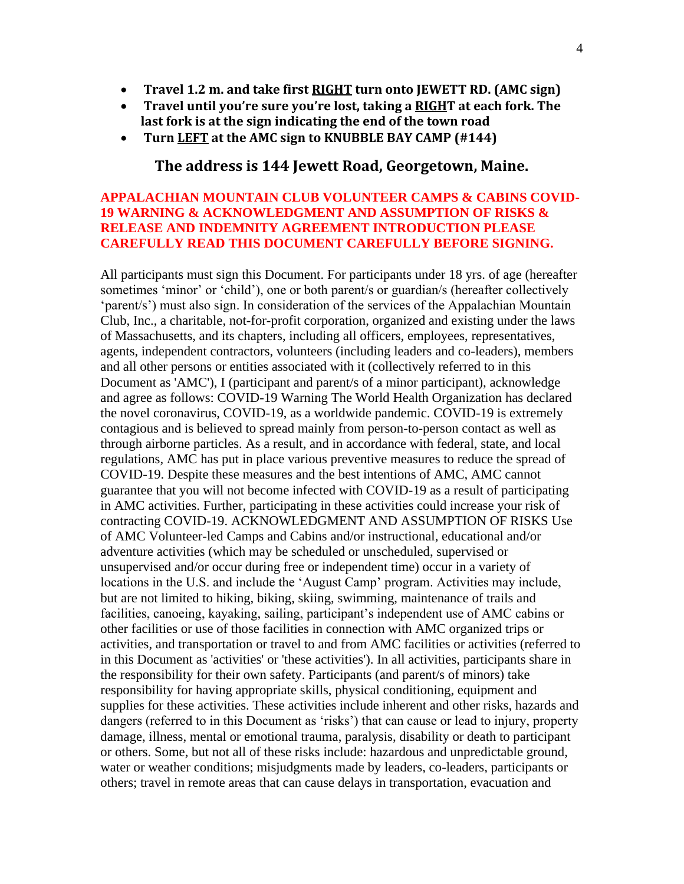- **Travel 1.2 m. and take first <u>RIGHT</u> turn onto JEWETT RD. (AMC sign)**
- **Travel until you're sure you're lost, taking a <u>RIGH</u>T at each fork. The last fork is at the sign indicating the end of the town road**
- **Turn <u>LEFT</u> at the AMC sign to KNUBBLE BAY CAMP (#144)**

**The address is 144 Jewett Road, Georgetown, Maine.**

**APPALACHIAN MOUNTAIN CLUB VOLUNTEER CAMPS & CABINS COVID-19 WARNING & ACKNOWLEDGMENT AND ASSUMPTION OF RISKS & RELEASE AND INDEMNITY AGREEMENT INTRODUCTION PLEASE CAREFULLY READ THIS DOCUMENT CAREFULLY BEFORE SIGNING.**

All participants must sign this Document. For participants under 18 yrs. of age (hereafter sometimes 'minor' or 'child'), one or both parent/s or guardian/s (hereafter collectively 'parent/s') must also sign. In consideration of the services of the Appalachian Mountain Club, Inc., a charitable, not-for-profit corporation, organized and existing under the laws of Massachusetts, and its chapters, including all officers, employees, representatives, agents, independent contractors, volunteers (including leaders and co-leaders), members and all other persons or entities associated with it (collectively referred to in this Document as 'AMC'), I (participant and parent/s of a minor participant), acknowledge and agree as follows: COVID-19 Warning The World Health Organization has declared the novel coronavirus, COVID-19, as a worldwide pandemic. COVID-19 is extremely contagious and is believed to spread mainly from person-to-person contact as well as through airborne particles. As a result, and in accordance with federal, state, and local regulations, AMC has put in place various preventive measures to reduce the spread of COVID-19. Despite these measures and the best intentions of AMC, AMC cannot guarantee that you will not become infected with COVID-19 as a result of participating in AMC activities. Further, participating in these activities could increase your risk of contracting COVID-19. ACKNOWLEDGMENT AND ASSUMPTION OF RISKS Use of AMC Volunteer-led Camps and Cabins and/or instructional, educational and/or adventure activities (which may be scheduled or unscheduled, supervised or unsupervised and/or occur during free or independent time) occur in a variety of locations in the U.S. and include the 'August Camp' program. Activities may include, but are not limited to hiking, biking, skiing, swimming, maintenance of trails and facilities, canoeing, kayaking, sailing, participant's independent use of AMC cabins or other facilities or use of those facilities in connection with AMC organized trips or activities, and transportation or travel to and from AMC facilities or activities (referred to in this Document as 'activities' or 'these activities'). In all activities, participants share in the responsibility for their own safety. Participants (and parent/s of minors) take responsibility for having appropriate skills, physical conditioning, equipment and supplies for these activities. These activities include inherent and other risks, hazards and dangers (referred to in this Document as 'risks') that can cause or lead to injury, property damage, illness, mental or emotional trauma, paralysis, disability or death to participant or others. Some, but not all of these risks include: hazardous and unpredictable ground, water or weather conditions; misjudgments made by leaders, co-leaders, participants or others; travel in remote areas that can cause delays in transportation, evacuation and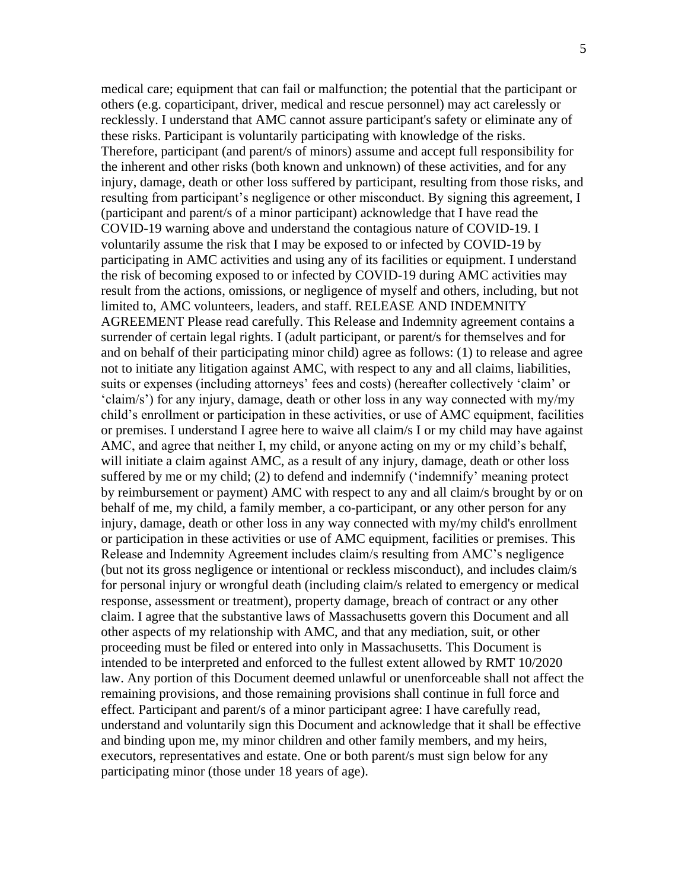medical care; equipment that can fail or malfunction; the potential that the participant or others (e.g. coparticipant, driver, medical and rescue personnel) may act carelessly or recklessly. I understand that AMC cannot assure participant's safety or eliminate any of these risks. Participant is voluntarily participating with knowledge of the risks. Therefore, participant (and parent/s of minors) assume and accept full responsibility for the inherent and other risks (both known and unknown) of these activities, and for any injury, damage, death or other loss suffered by participant, resulting from those risks, and resulting from participant's negligence or other misconduct. By signing this agreement, I (participant and parent/s of a minor participant) acknowledge that I have read the COVID-19 warning above and understand the contagious nature of COVID-19. I voluntarily assume the risk that I may be exposed to or infected by COVID-19 by participating in AMC activities and using any of its facilities or equipment. I understand the risk of becoming exposed to or infected by COVID-19 during AMC activities may result from the actions, omissions, or negligence of myself and others, including, but not limited to, AMC volunteers, leaders, and staff. RELEASE AND INDEMNITY AGREEMENT Please read carefully. This Release and Indemnity agreement contains a surrender of certain legal rights. I (adult participant, or parent/s for themselves and for and on behalf of their participating minor child) agree as follows: (1) to release and agree not to initiate any litigation against AMC, with respect to any and all claims, liabilities, suits or expenses (including attorneys' fees and costs) (hereafter collectively 'claim' or 'claim/s') for any injury, damage, death or other loss in any way connected with my/my child's enrollment or participation in these activities, or use of AMC equipment, facilities or premises. I understand I agree here to waive all claim/s I or my child may have against AMC, and agree that neither I, my child, or anyone acting on my or my child's behalf, will initiate a claim against AMC, as a result of any injury, damage, death or other loss suffered by me or my child; (2) to defend and indemnify ('indemnify' meaning protect by reimbursement or payment) AMC with respect to any and all claim/s brought by or on behalf of me, my child, a family member, a co-participant, or any other person for any injury, damage, death or other loss in any way connected with my/my child's enrollment or participation in these activities or use of AMC equipment, facilities or premises. This Release and Indemnity Agreement includes claim/s resulting from AMC's negligence (but not its gross negligence or intentional or reckless misconduct), and includes claim/s for personal injury or wrongful death (including claim/s related to emergency or medical response, assessment or treatment), property damage, breach of contract or any other claim. I agree that the substantive laws of Massachusetts govern this Document and all other aspects of my relationship with AMC, and that any mediation, suit, or other proceeding must be filed or entered into only in Massachusetts. This Document is intended to be interpreted and enforced to the fullest extent allowed by RMT 10/2020 law. Any portion of this Document deemed unlawful or unenforceable shall not affect the remaining provisions, and those remaining provisions shall continue in full force and effect. Participant and parent/s of a minor participant agree: I have carefully read, understand and voluntarily sign this Document and acknowledge that it shall be effective and binding upon me, my minor children and other family members, and my heirs, executors, representatives and estate. One or both parent/s must sign below for any participating minor (those under 18 years of age).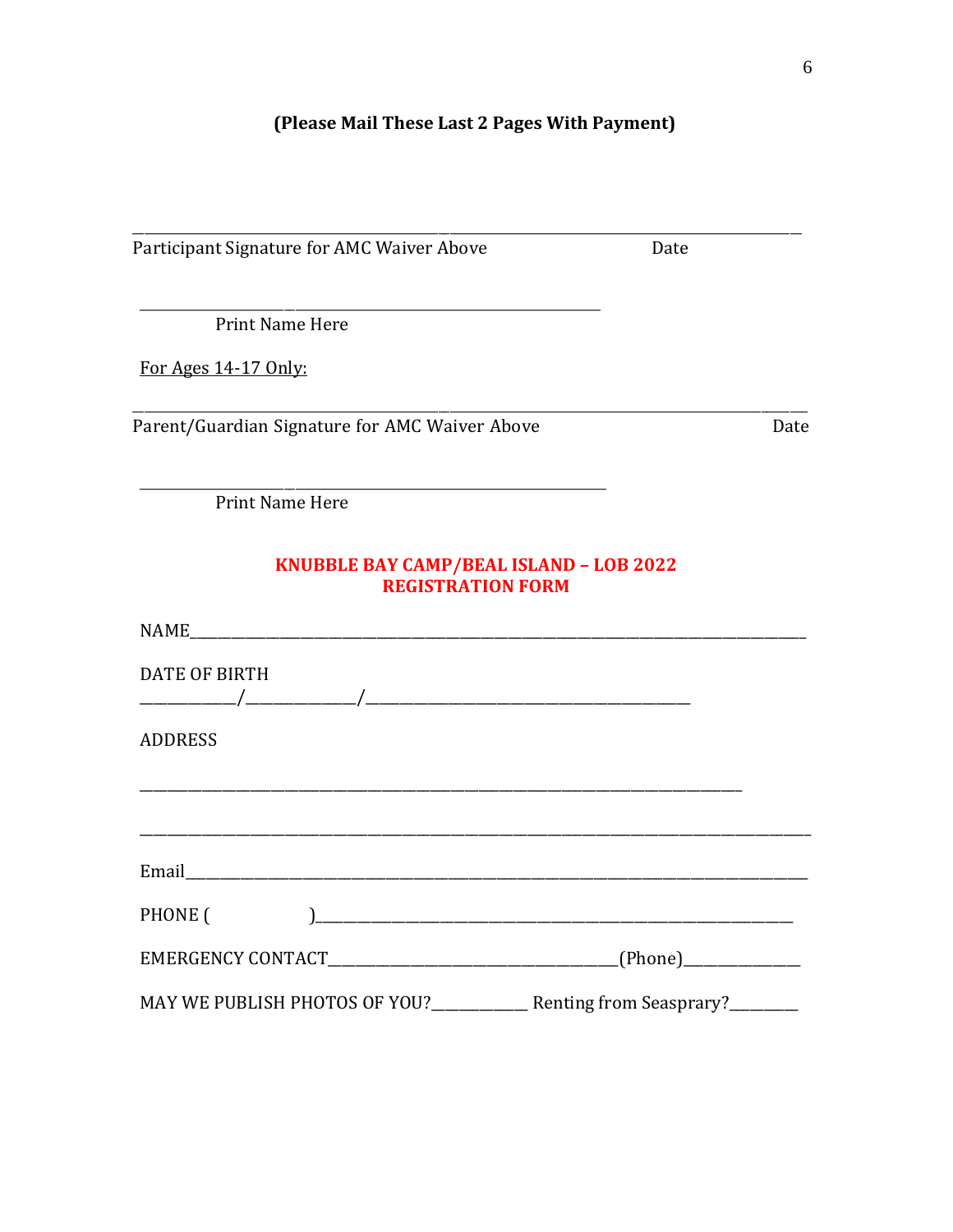**(Please Mail These Last 2 Pages With Payment)**

______________________________________________________________________________

Participant Signature for AMC Waiver Above Date

______________________________________________________

Print Name Here

For Ages 14-17 Only:

______________________________________________________________________________

Parent/Guardian Signature for AMC Waiver Above Date

______________________________________________________

Print Name Here

## KNUBBLE BAY CAMP/BEAL ISLAND – LOB 2022
## REGISTRATION FORM

NAME_______________________________________________________________________________

DATE OF BIRTH

___________/_____________/_______________________________________

ADDRESS

_____________________________________________________________________________

_______________________________________________________________________________

Email_______________________________________________________________________________

PHONE ( )_________________________________________________________________

EMERGENCY CONTACT____________________________________(Phone)______________

MAY WE PUBLISH PHOTOS OF YOU?____________ Renting from Seasprary?_________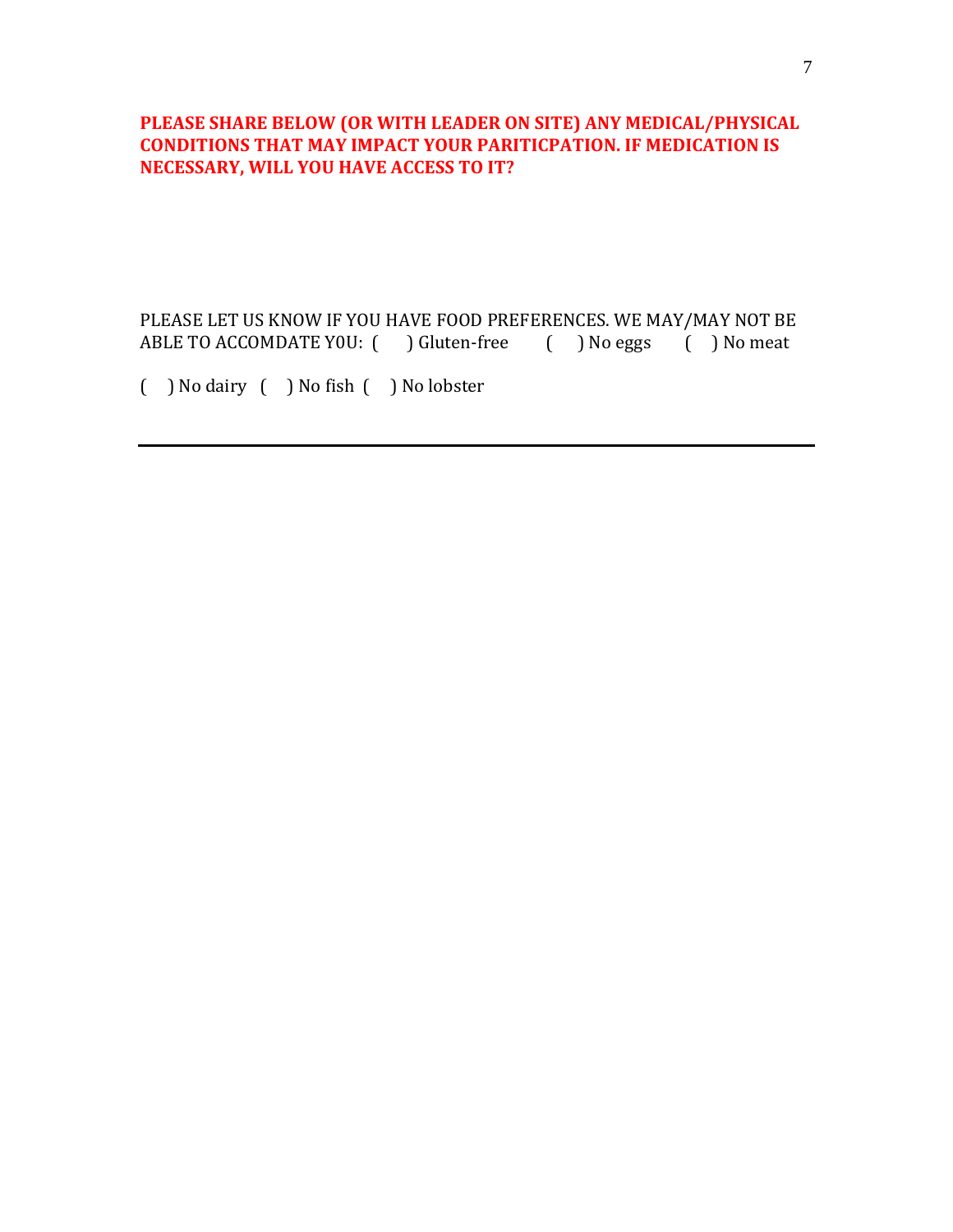**PLEASE SHARE BELOW (OR WITH LEADER ON SITE) ANY MEDICAL/PHYSICAL CONDITIONS THAT MAY IMPACT YOUR PARITICPATION. IF MEDICATION IS NECESSARY, WILL YOU HAVE ACCESS TO IT?**

PLEASE LET US KNOW IF YOU HAVE FOOD PREFERENCES. WE MAY/MAY NOT BE ABLE TO ACCOMDATE Y0U: (   ) Gluten-free   (   ) No eggs   (   ) No meat

(   ) No dairy   (   ) No fish   (   ) No lobster

---